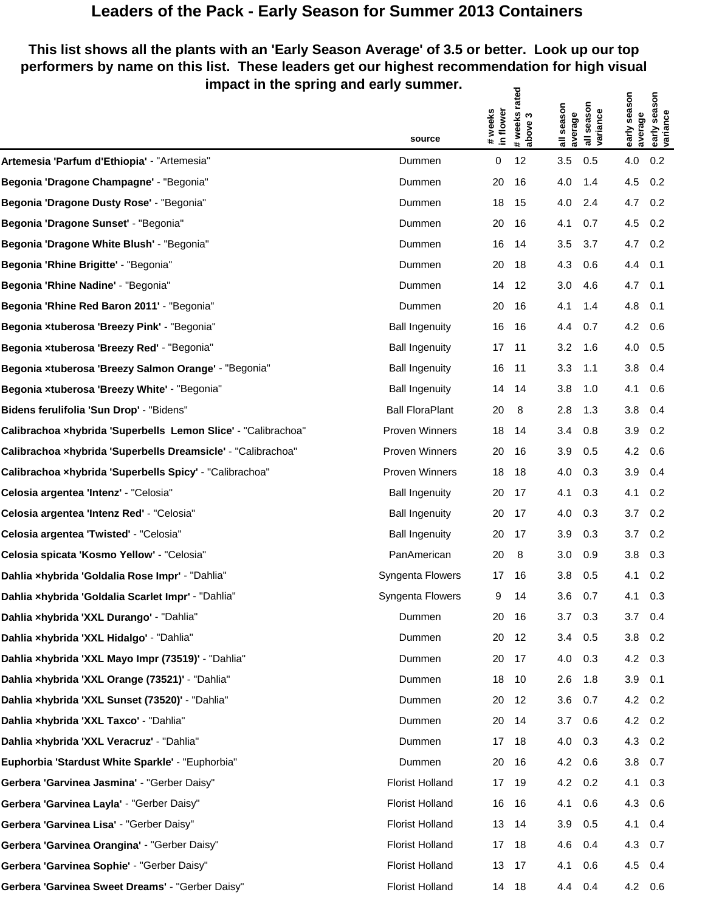# Leaders of the Pack - Early Season for Summer 2013 Containers

**This list shows all the plants with an 'Early Season Average' of 3.5 or better. Look up our top performers by name on this list. These leaders get our highest recommendation for high visual impact in the spring and early summer.**

| | source | # weeks in flower | # weeks rated above 3 | all season average | all season variance | early season average | early season variance |
|---|---|---|---|---|---|---|---|
| **Artemesia 'Parfum d'Ethiopia'** - "Artemesia" | Dummen | 0 | 12 | 3.5 | 0.5 | 4.0 | 0.2 |
| **Begonia 'Dragone Champagne'** - "Begonia" | Dummen | 20 | 16 | 4.0 | 1.4 | 4.5 | 0.2 |
| **Begonia 'Dragone Dusty Rose'** - "Begonia" | Dummen | 18 | 15 | 4.0 | 2.4 | 4.7 | 0.2 |
| **Begonia 'Dragone Sunset'** - "Begonia" | Dummen | 20 | 16 | 4.1 | 0.7 | 4.5 | 0.2 |
| **Begonia 'Dragone White Blush'** - "Begonia" | Dummen | 16 | 14 | 3.5 | 3.7 | 4.7 | 0.2 |
| **Begonia 'Rhine Brigitte'** - "Begonia" | Dummen | 20 | 18 | 4.3 | 0.6 | 4.4 | 0.1 |
| **Begonia 'Rhine Nadine'** - "Begonia" | Dummen | 14 | 12 | 3.0 | 4.6 | 4.7 | 0.1 |
| **Begonia 'Rhine Red Baron 2011'** - "Begonia" | Dummen | 20 | 16 | 4.1 | 1.4 | 4.8 | 0.1 |
| **Begonia ×tuberosa 'Breezy Pink'** - "Begonia" | Ball Ingenuity | 16 | 16 | 4.4 | 0.7 | 4.2 | 0.6 |
| **Begonia ×tuberosa 'Breezy Red'** - "Begonia" | Ball Ingenuity | 17 | 11 | 3.2 | 1.6 | 4.0 | 0.5 |
| **Begonia ×tuberosa 'Breezy Salmon Orange'** - "Begonia" | Ball Ingenuity | 16 | 11 | 3.3 | 1.1 | 3.8 | 0.4 |
| **Begonia ×tuberosa 'Breezy White'** - "Begonia" | Ball Ingenuity | 14 | 14 | 3.8 | 1.0 | 4.1 | 0.6 |
| **Bidens ferulifolia 'Sun Drop'** - "Bidens" | Ball FloraPlant | 20 | 8 | 2.8 | 1.3 | 3.8 | 0.4 |
| **Calibrachoa ×hybrida 'Superbells Lemon Slice'** - "Calibrachoa" | Proven Winners | 18 | 14 | 3.4 | 0.8 | 3.9 | 0.2 |
| **Calibrachoa ×hybrida 'Superbells Dreamsicle'** - "Calibrachoa" | Proven Winners | 20 | 16 | 3.9 | 0.5 | 4.2 | 0.6 |
| **Calibrachoa ×hybrida 'Superbells Spicy'** - "Calibrachoa" | Proven Winners | 18 | 18 | 4.0 | 0.3 | 3.9 | 0.4 |
| **Celosia argentea 'Intenz'** - "Celosia" | Ball Ingenuity | 20 | 17 | 4.1 | 0.3 | 4.1 | 0.2 |
| **Celosia argentea 'Intenz Red'** - "Celosia" | Ball Ingenuity | 20 | 17 | 4.0 | 0.3 | 3.7 | 0.2 |
| **Celosia argentea 'Twisted'** - "Celosia" | Ball Ingenuity | 20 | 17 | 3.9 | 0.3 | 3.7 | 0.2 |
| **Celosia spicata 'Kosmo Yellow'** - "Celosia" | PanAmerican | 20 | 8 | 3.0 | 0.9 | 3.8 | 0.3 |
| **Dahlia ×hybrida 'Goldalia Rose Impr'** - "Dahlia" | Syngenta Flowers | 17 | 16 | 3.8 | 0.5 | 4.1 | 0.2 |
| **Dahlia ×hybrida 'Goldalia Scarlet Impr'** - "Dahlia" | Syngenta Flowers | 9 | 14 | 3.6 | 0.7 | 4.1 | 0.3 |
| **Dahlia ×hybrida 'XXL Durango'** - "Dahlia" | Dummen | 20 | 16 | 3.7 | 0.3 | 3.7 | 0.4 |
| **Dahlia ×hybrida 'XXL Hidalgo'** - "Dahlia" | Dummen | 20 | 12 | 3.4 | 0.5 | 3.8 | 0.2 |
| **Dahlia ×hybrida 'XXL Mayo Impr (73519)'** - "Dahlia" | Dummen | 20 | 17 | 4.0 | 0.3 | 4.2 | 0.3 |
| **Dahlia ×hybrida 'XXL Orange (73521)'** - "Dahlia" | Dummen | 18 | 10 | 2.6 | 1.8 | 3.9 | 0.1 |
| **Dahlia ×hybrida 'XXL Sunset (73520)'** - "Dahlia" | Dummen | 20 | 12 | 3.6 | 0.7 | 4.2 | 0.2 |
| **Dahlia ×hybrida 'XXL Taxco'** - "Dahlia" | Dummen | 20 | 14 | 3.7 | 0.6 | 4.2 | 0.2 |
| **Dahlia ×hybrida 'XXL Veracruz'** - "Dahlia" | Dummen | 17 | 18 | 4.0 | 0.3 | 4.3 | 0.2 |
| **Euphorbia 'Stardust White Sparkle'** - "Euphorbia" | Dummen | 20 | 16 | 4.2 | 0.6 | 3.8 | 0.7 |
| **Gerbera 'Garvinea Jasmina'** - "Gerber Daisy" | Florist Holland | 17 | 19 | 4.2 | 0.2 | 4.1 | 0.3 |
| **Gerbera 'Garvinea Layla'** - "Gerber Daisy" | Florist Holland | 16 | 16 | 4.1 | 0.6 | 4.3 | 0.6 |
| **Gerbera 'Garvinea Lisa'** - "Gerber Daisy" | Florist Holland | 13 | 14 | 3.9 | 0.5 | 4.1 | 0.4 |
| **Gerbera 'Garvinea Orangina'** - "Gerber Daisy" | Florist Holland | 17 | 18 | 4.6 | 0.4 | 4.3 | 0.7 |
| **Gerbera 'Garvinea Sophie'** - "Gerber Daisy" | Florist Holland | 13 | 17 | 4.1 | 0.6 | 4.5 | 0.4 |
| **Gerbera 'Garvinea Sweet Dreams'** - "Gerber Daisy" | Florist Holland | 14 | 18 | 4.4 | 0.4 | 4.2 | 0.6 |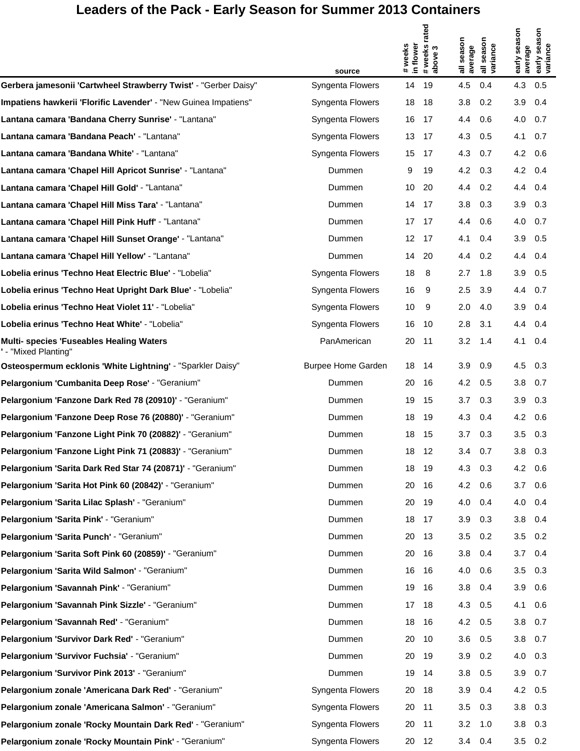# Leaders of the Pack - Early Season for Summer 2013 Containers

| | source | # weeks in flower | # weeks rated above 3 | all season average | all season variance | early season average | early season variance |
|---|---|---|---|---|---|---|---|
| **Gerbera jamesonii 'Cartwheel Strawberry Twist'** - "Gerber Daisy" | Syngenta Flowers | 14 | 19 | 4.5 | 0.4 | 4.3 | 0.5 |
| **Impatiens hawkerii 'Florific Lavender'** - "New Guinea Impatiens" | Syngenta Flowers | 18 | 18 | 3.8 | 0.2 | 3.9 | 0.4 |
| **Lantana camara 'Bandana Cherry Sunrise'** - "Lantana" | Syngenta Flowers | 16 | 17 | 4.4 | 0.6 | 4.0 | 0.7 |
| **Lantana camara 'Bandana Peach'** - "Lantana" | Syngenta Flowers | 13 | 17 | 4.3 | 0.5 | 4.1 | 0.7 |
| **Lantana camara 'Bandana White'** - "Lantana" | Syngenta Flowers | 15 | 17 | 4.3 | 0.7 | 4.2 | 0.6 |
| **Lantana camara 'Chapel Hill Apricot Sunrise'** - "Lantana" | Dummen | 9 | 19 | 4.2 | 0.3 | 4.2 | 0.4 |
| **Lantana camara 'Chapel Hill Gold'** - "Lantana" | Dummen | 10 | 20 | 4.4 | 0.2 | 4.4 | 0.4 |
| **Lantana camara 'Chapel Hill Miss Tara'** - "Lantana" | Dummen | 14 | 17 | 3.8 | 0.3 | 3.9 | 0.3 |
| **Lantana camara 'Chapel Hill Pink Huff'** - "Lantana" | Dummen | 17 | 17 | 4.4 | 0.6 | 4.0 | 0.7 |
| **Lantana camara 'Chapel Hill Sunset Orange'** - "Lantana" | Dummen | 12 | 17 | 4.1 | 0.4 | 3.9 | 0.5 |
| **Lantana camara 'Chapel Hill Yellow'** - "Lantana" | Dummen | 14 | 20 | 4.4 | 0.2 | 4.4 | 0.4 |
| **Lobelia erinus 'Techno Heat Electric Blue'** - "Lobelia" | Syngenta Flowers | 18 | 8 | 2.7 | 1.8 | 3.9 | 0.5 |
| **Lobelia erinus 'Techno Heat Upright Dark Blue'** - "Lobelia" | Syngenta Flowers | 16 | 9 | 2.5 | 3.9 | 4.4 | 0.7 |
| **Lobelia erinus 'Techno Heat Violet 11'** - "Lobelia" | Syngenta Flowers | 10 | 9 | 2.0 | 4.0 | 3.9 | 0.4 |
| **Lobelia erinus 'Techno Heat White'** - "Lobelia" | Syngenta Flowers | 16 | 10 | 2.8 | 3.1 | 4.4 | 0.4 |
| **Multi- species 'Fuseables Healing Waters '** - "Mixed Planting" | PanAmerican | 20 | 11 | 3.2 | 1.4 | 4.1 | 0.4 |
| **Osteospermum ecklonis 'White Lightning'** - "Sparkler Daisy" | Burpee Home Garden | 18 | 14 | 3.9 | 0.9 | 4.5 | 0.3 |
| **Pelargonium 'Cumbanita Deep Rose'** - "Geranium" | Dummen | 20 | 16 | 4.2 | 0.5 | 3.8 | 0.7 |
| **Pelargonium 'Fanzone Dark Red 78 (20910)'** - "Geranium" | Dummen | 19 | 15 | 3.7 | 0.3 | 3.9 | 0.3 |
| **Pelargonium 'Fanzone Deep Rose 76 (20880)'** - "Geranium" | Dummen | 18 | 19 | 4.3 | 0.4 | 4.2 | 0.6 |
| **Pelargonium 'Fanzone Light Pink 70 (20882)'** - "Geranium" | Dummen | 18 | 15 | 3.7 | 0.3 | 3.5 | 0.3 |
| **Pelargonium 'Fanzone Light Pink 71 (20883)'** - "Geranium" | Dummen | 18 | 12 | 3.4 | 0.7 | 3.8 | 0.3 |
| **Pelargonium 'Sarita Dark Red Star 74 (20871)'** - "Geranium" | Dummen | 18 | 19 | 4.3 | 0.3 | 4.2 | 0.6 |
| **Pelargonium 'Sarita Hot Pink 60 (20842)'** - "Geranium" | Dummen | 20 | 16 | 4.2 | 0.6 | 3.7 | 0.6 |
| **Pelargonium 'Sarita Lilac Splash'** - "Geranium" | Dummen | 20 | 19 | 4.0 | 0.4 | 4.0 | 0.4 |
| **Pelargonium 'Sarita Pink'** - "Geranium" | Dummen | 18 | 17 | 3.9 | 0.3 | 3.8 | 0.4 |
| **Pelargonium 'Sarita Punch'** - "Geranium" | Dummen | 20 | 13 | 3.5 | 0.2 | 3.5 | 0.2 |
| **Pelargonium 'Sarita Soft Pink 60 (20859)'** - "Geranium" | Dummen | 20 | 16 | 3.8 | 0.4 | 3.7 | 0.4 |
| **Pelargonium 'Sarita Wild Salmon'** - "Geranium" | Dummen | 16 | 16 | 4.0 | 0.6 | 3.5 | 0.3 |
| **Pelargonium 'Savannah Pink'** - "Geranium" | Dummen | 19 | 16 | 3.8 | 0.4 | 3.9 | 0.6 |
| **Pelargonium 'Savannah Pink Sizzle'** - "Geranium" | Dummen | 17 | 18 | 4.3 | 0.5 | 4.1 | 0.6 |
| **Pelargonium 'Savannah Red'** - "Geranium" | Dummen | 18 | 16 | 4.2 | 0.5 | 3.8 | 0.7 |
| **Pelargonium 'Survivor Dark Red'** - "Geranium" | Dummen | 20 | 10 | 3.6 | 0.5 | 3.8 | 0.7 |
| **Pelargonium 'Survivor Fuchsia'** - "Geranium" | Dummen | 20 | 19 | 3.9 | 0.2 | 4.0 | 0.3 |
| **Pelargonium 'Survivor Pink 2013'** - "Geranium" | Dummen | 19 | 14 | 3.8 | 0.5 | 3.9 | 0.7 |
| **Pelargonium zonale 'Americana Dark Red'** - "Geranium" | Syngenta Flowers | 20 | 18 | 3.9 | 0.4 | 4.2 | 0.5 |
| **Pelargonium zonale 'Americana Salmon'** - "Geranium" | Syngenta Flowers | 20 | 11 | 3.5 | 0.3 | 3.8 | 0.3 |
| **Pelargonium zonale 'Rocky Mountain Dark Red'** - "Geranium" | Syngenta Flowers | 20 | 11 | 3.2 | 1.0 | 3.8 | 0.3 |
| **Pelargonium zonale 'Rocky Mountain Pink'** - "Geranium" | Syngenta Flowers | 20 | 12 | 3.4 | 0.4 | 3.5 | 0.2 |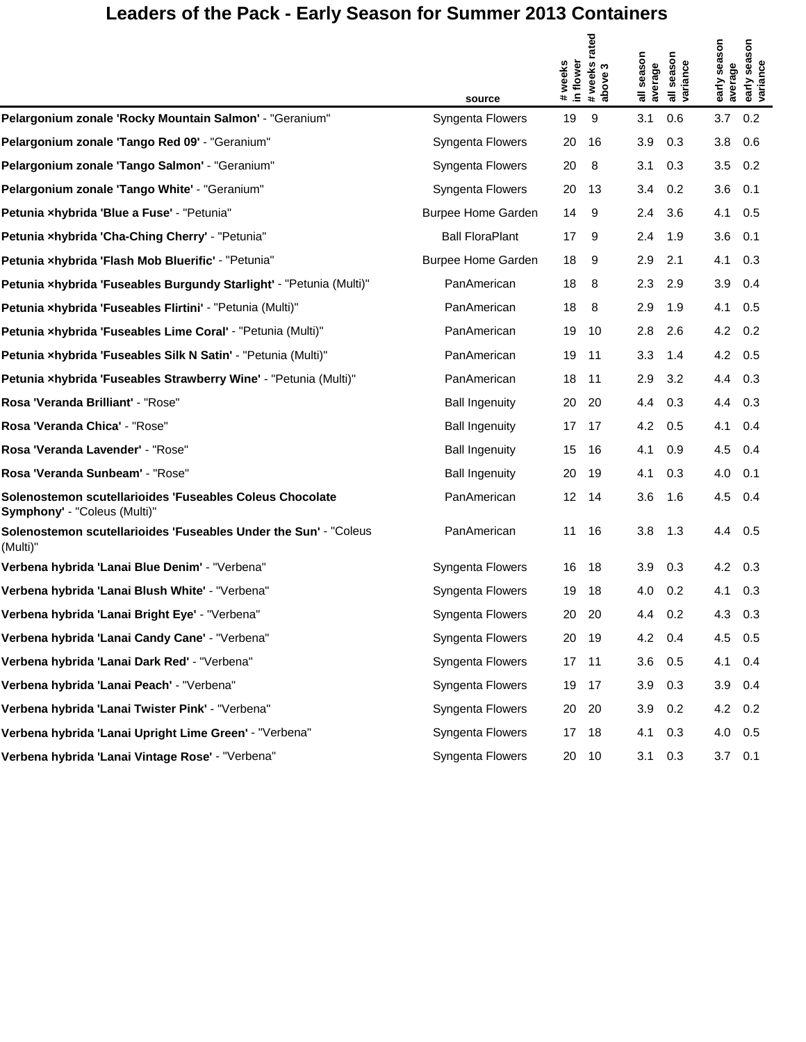# Leaders of the Pack - Early Season for Summer 2013 Containers

| | source | # weeks in flower | # weeks rated above 3 | all season average | all season variance | early season average | early season variance |
|---|---|---|---|---|---|---|---|
| **Pelargonium zonale 'Rocky Mountain Salmon'** - "Geranium" | Syngenta Flowers | 19 | 9 | 3.1 | 0.6 | 3.7 | 0.2 |
| **Pelargonium zonale 'Tango Red 09'** - "Geranium" | Syngenta Flowers | 20 | 16 | 3.9 | 0.3 | 3.8 | 0.6 |
| **Pelargonium zonale 'Tango Salmon'** - "Geranium" | Syngenta Flowers | 20 | 8 | 3.1 | 0.3 | 3.5 | 0.2 |
| **Pelargonium zonale 'Tango White'** - "Geranium" | Syngenta Flowers | 20 | 13 | 3.4 | 0.2 | 3.6 | 0.1 |
| **Petunia ×hybrida 'Blue a Fuse'** - "Petunia" | Burpee Home Garden | 14 | 9 | 2.4 | 3.6 | 4.1 | 0.5 |
| **Petunia ×hybrida 'Cha-Ching Cherry'** - "Petunia" | Ball FloraPlant | 17 | 9 | 2.4 | 1.9 | 3.6 | 0.1 |
| **Petunia ×hybrida 'Flash Mob Bluerific'** - "Petunia" | Burpee Home Garden | 18 | 9 | 2.9 | 2.1 | 4.1 | 0.3 |
| **Petunia ×hybrida 'Fuseables Burgundy Starlight'** - "Petunia (Multi)" | PanAmerican | 18 | 8 | 2.3 | 2.9 | 3.9 | 0.4 |
| **Petunia ×hybrida 'Fuseables Flirtini'** - "Petunia (Multi)" | PanAmerican | 18 | 8 | 2.9 | 1.9 | 4.1 | 0.5 |
| **Petunia ×hybrida 'Fuseables Lime Coral'** - "Petunia (Multi)" | PanAmerican | 19 | 10 | 2.8 | 2.6 | 4.2 | 0.2 |
| **Petunia ×hybrida 'Fuseables Silk N Satin'** - "Petunia (Multi)" | PanAmerican | 19 | 11 | 3.3 | 1.4 | 4.2 | 0.5 |
| **Petunia ×hybrida 'Fuseables Strawberry Wine'** - "Petunia (Multi)" | PanAmerican | 18 | 11 | 2.9 | 3.2 | 4.4 | 0.3 |
| **Rosa 'Veranda Brilliant'** - "Rose" | Ball Ingenuity | 20 | 20 | 4.4 | 0.3 | 4.4 | 0.3 |
| **Rosa 'Veranda Chica'** - "Rose" | Ball Ingenuity | 17 | 17 | 4.2 | 0.5 | 4.1 | 0.4 |
| **Rosa 'Veranda Lavender'** - "Rose" | Ball Ingenuity | 15 | 16 | 4.1 | 0.9 | 4.5 | 0.4 |
| **Rosa 'Veranda Sunbeam'** - "Rose" | Ball Ingenuity | 20 | 19 | 4.1 | 0.3 | 4.0 | 0.1 |
| **Solenostemon scutellarioides 'Fuseables Coleus Chocolate Symphony'** - "Coleus (Multi)" | PanAmerican | 12 | 14 | 3.6 | 1.6 | 4.5 | 0.4 |
| **Solenostemon scutellarioides 'Fuseables Under the Sun'** - "Coleus (Multi)" | PanAmerican | 11 | 16 | 3.8 | 1.3 | 4.4 | 0.5 |
| **Verbena hybrida 'Lanai Blue Denim'** - "Verbena" | Syngenta Flowers | 16 | 18 | 3.9 | 0.3 | 4.2 | 0.3 |
| **Verbena hybrida 'Lanai Blush White'** - "Verbena" | Syngenta Flowers | 19 | 18 | 4.0 | 0.2 | 4.1 | 0.3 |
| **Verbena hybrida 'Lanai Bright Eye'** - "Verbena" | Syngenta Flowers | 20 | 20 | 4.4 | 0.2 | 4.3 | 0.3 |
| **Verbena hybrida 'Lanai Candy Cane'** - "Verbena" | Syngenta Flowers | 20 | 19 | 4.2 | 0.4 | 4.5 | 0.5 |
| **Verbena hybrida 'Lanai Dark Red'** - "Verbena" | Syngenta Flowers | 17 | 11 | 3.6 | 0.5 | 4.1 | 0.4 |
| **Verbena hybrida 'Lanai Peach'** - "Verbena" | Syngenta Flowers | 19 | 17 | 3.9 | 0.3 | 3.9 | 0.4 |
| **Verbena hybrida 'Lanai Twister Pink'** - "Verbena" | Syngenta Flowers | 20 | 20 | 3.9 | 0.2 | 4.2 | 0.2 |
| **Verbena hybrida 'Lanai Upright Lime Green'** - "Verbena" | Syngenta Flowers | 17 | 18 | 4.1 | 0.3 | 4.0 | 0.5 |
| **Verbena hybrida 'Lanai Vintage Rose'** - "Verbena" | Syngenta Flowers | 20 | 10 | 3.1 | 0.3 | 3.7 | 0.1 |